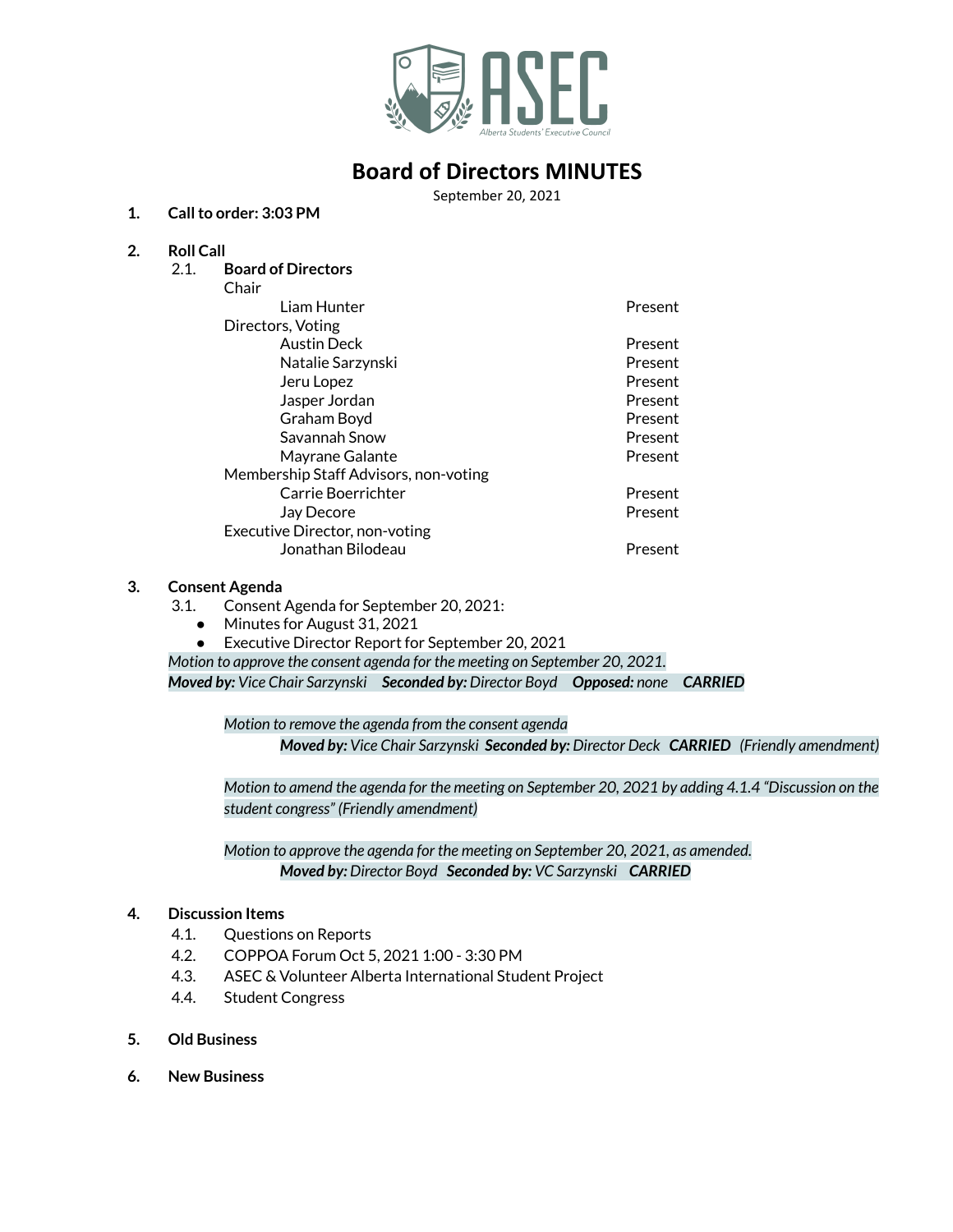# Board of Directors MINUTES

September 20, 2021

1. **Call to order: 3:03 PM**

2. **Roll Call**

   2.1. **Board of Directors**

| | |
|---|---|
| Chair | |
| Liam Hunter | Present |
| Directors, Voting | |
| Austin Deck | Present |
| Natalie Sarzynski | Present |
| Jeru Lopez | Present |
| Jasper Jordan | Present |
| Graham Boyd | Present |
| Savannah Snow | Present |
| Mayrane Galante | Present |
| Membership Staff Advisors, non-voting | |
| Carrie Boerrichter | Present |
| Jay Decore | Present |
| Executive Director, non-voting | |
| Jonathan Bilodeau | Present |

3. **Consent Agenda**

   3.1. Consent Agenda for September 20, 2021:
   - Minutes for August 31, 2021
   - Executive Director Report for September 20, 2021

   *Motion to approve the consent agenda for the meeting on September 20, 2021.*
   ***Moved by:** Vice Chair Sarzynski* ***Seconded by:** Director Boyd* ***Opposed:** none* ***CARRIED***

   *Motion to remove the agenda from the consent agenda*
   ***Moved by:** Vice Chair Sarzynski* ***Seconded by:** Director Deck* ***CARRIED*** *(Friendly amendment)*

   *Motion to amend the agenda for the meeting on September 20, 2021 by adding 4.1.4 "Discussion on the student congress" (Friendly amendment)*

   *Motion to approve the agenda for the meeting on September 20, 2021, as amended.*
   ***Moved by:** Director Boyd* ***Seconded by:** VC Sarzynski* ***CARRIED***

4. **Discussion Items**

   4.1. Questions on Reports
   4.2. COPPOA Forum Oct 5, 2021 1:00 - 3:30 PM
   4.3. ASEC & Volunteer Alberta International Student Project
   4.4. Student Congress

5. **Old Business**

6. **New Business**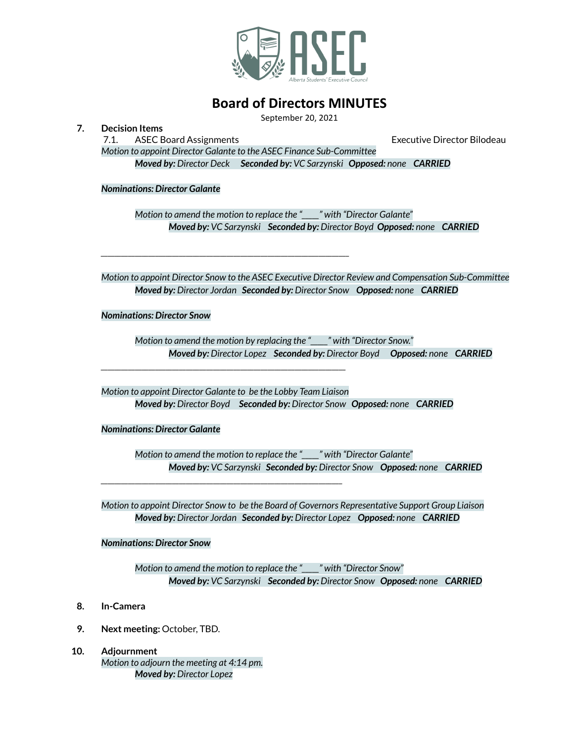# Board of Directors MINUTES

September 20, 2021

7. **Decision Items**

   7.1. ASEC Board Assignments — Executive Director Bilodeau

*Motion to appoint Director Galante to the ASEC Finance Sub-Committee*

***Moved by:** Director Deck* ***Seconded by:** VC Sarzynski* ***Opposed:** none* ***CARRIED***

***Nominations: Director Galante***

*Motion to amend the motion to replace the "____" with "Director Galante"*

***Moved by:** VC Sarzynski* ***Seconded by:** Director Boyd* ***Opposed:** none* ***CARRIED***

---

*Motion to appoint Director Snow to the ASEC Executive Director Review and Compensation Sub-Committee*

***Moved by:** Director Jordan* ***Seconded by:** Director Snow* ***Opposed:** none* ***CARRIED***

***Nominations: Director Snow***

*Motion to amend the motion by replacing the "____" with "Director Snow."*

***Moved by:** Director Lopez* ***Seconded by:** Director Boyd* ***Opposed:** none* ***CARRIED***

---

*Motion to appoint Director Galante to be the Lobby Team Liaison*

***Moved by:** Director Boyd* ***Seconded by:** Director Snow* ***Opposed:** none* ***CARRIED***

***Nominations: Director Galante***

*Motion to amend the motion to replace the "____" with "Director Galante"*

***Moved by:** VC Sarzynski* ***Seconded by:** Director Snow* ***Opposed:** none* ***CARRIED***

---

*Motion to appoint Director Snow to be the Board of Governors Representative Support Group Liaison*

***Moved by:** Director Jordan* ***Seconded by:** Director Lopez* ***Opposed:** none* ***CARRIED***

***Nominations: Director Snow***

*Motion to amend the motion to replace the "____" with "Director Snow"*

***Moved by:** VC Sarzynski* ***Seconded by:** Director Snow* ***Opposed:** none* ***CARRIED***

8. **In-Camera**

9. **Next meeting:** October, TBD.

10. **Adjournment**

*Motion to adjourn the meeting at 4:14 pm.*

***Moved by:** Director Lopez*